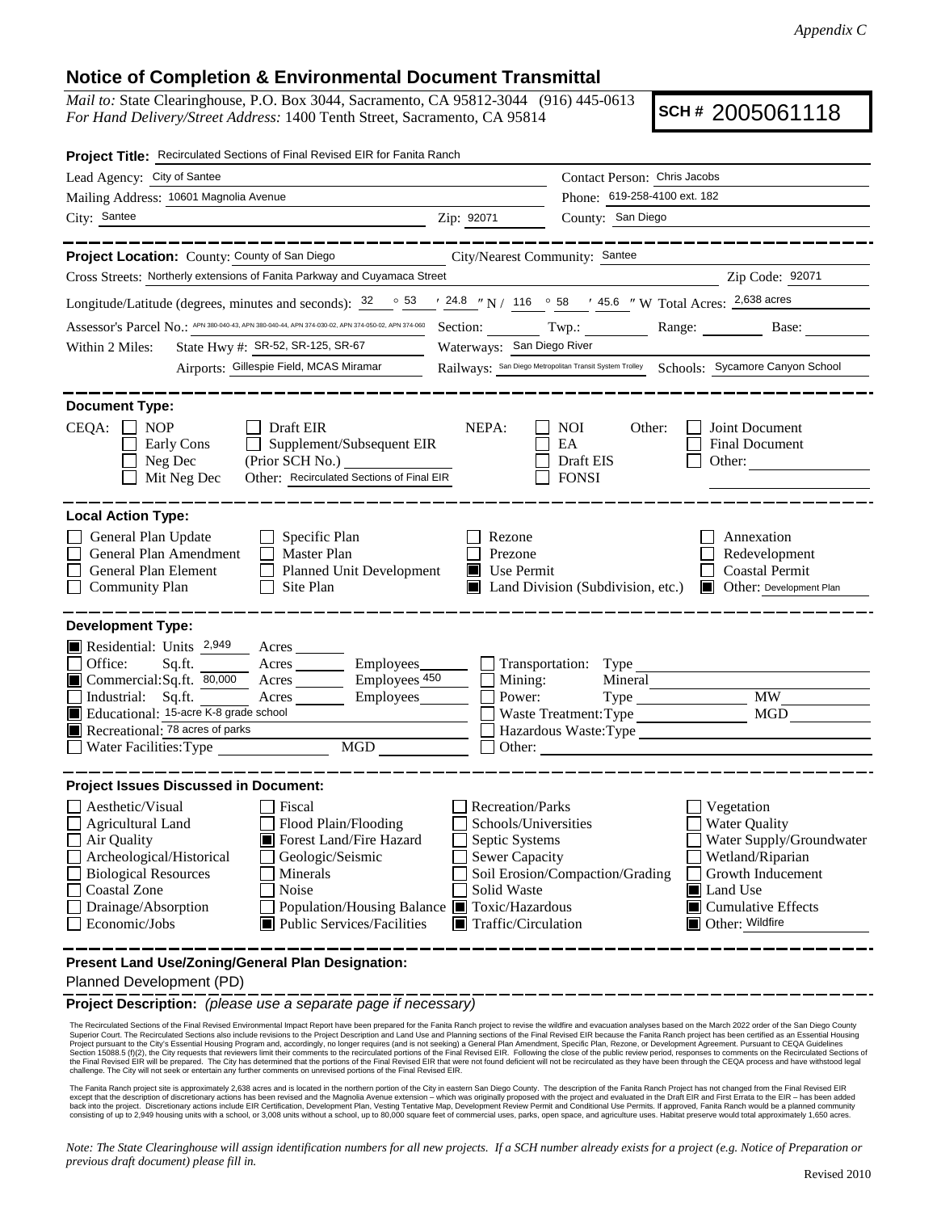*Appendix C*

# Notice of Completion & Environmental Document Transmittal

*Mail to:* State Clearinghouse, P.O. Box 3044, Sacramento, CA 95812-3044 (916) 445-0613
*For Hand Delivery/Street Address:* 1400 Tenth Street, Sacramento, CA 95814

**SCH #** 2005061118

**Project Title:** Recirculated Sections of Final Revised EIR for Fanita Ranch

Lead Agency: City of Santee
Contact Person: Chris Jacobs
Mailing Address: 10601 Magnolia Avenue
Phone: 619-258-4100 ext. 182
City: Santee
Zip: 92071
County: San Diego

---

**Project Location:** County: County of San Diego
City/Nearest Community: Santee
Cross Streets: Northerly extensions of Fanita Parkway and Cuyamaca Street
Zip Code: 92071

Longitude/Latitude (degrees, minutes and seconds): 32 ° 53 ′ 24.8 ″ N / 116 ° 58 ′ 45.6 ″ W Total Acres: 2,638 acres

Assessor's Parcel No.: APN 380-040-43, APN 380-040-44, APN 374-030-02, APN 374-050-02, APN 374-060
Section: ___ Twp.: ___ Range: ___ Base: ___

Within 2 Miles: State Hwy #: SR-52, SR-125, SR-67
Waterways: San Diego River
Airports: Gillespie Field, MCAS Miramar
Railways: San Diego Metropolitan Transit System Trolley
Schools: Sycamore Canyon School

---

**Document Type:**

CEQA:
- ☐ NOP
- ☐ Early Cons
- ☐ Neg Dec
- ☐ Mit Neg Dec
- ☐ Draft EIR
- ☐ Supplement/Subsequent EIR (Prior SCH No.) ___
- Other: Recirculated Sections of Final EIR

NEPA:
- ☐ NOI
- ☐ EA
- ☐ Draft EIS
- ☐ FONSI

Other:
- ☐ Joint Document
- ☐ Final Document
- ☐ Other: ___

---

**Local Action Type:**

- ☐ General Plan Update
- ☐ General Plan Amendment
- ☐ General Plan Element
- ☐ Community Plan
- ☐ Specific Plan
- ☐ Master Plan
- ☐ Planned Unit Development
- ☐ Site Plan
- ☐ Rezone
- ☐ Prezone
- ☒ Use Permit
- ☒ Land Division (Subdivision, etc.)
- ☐ Annexation
- ☐ Redevelopment
- ☐ Coastal Permit
- ☒ Other: Development Plan

---

**Development Type:**

- ☒ Residential: Units 2,949 Acres ___
- ☐ Office: Sq.ft. ___ Acres ___ Employees ___
- ☒ Commercial: Sq.ft. 80,000 Acres ___ Employees 450
- ☐ Industrial: Sq.ft. ___ Acres ___ Employees ___
- ☒ Educational: 15-acre K-8 grade school
- ☒ Recreational: 78 acres of parks
- ☐ Water Facilities: Type ___ MGD ___
- ☐ Transportation: Type ___
- ☐ Mining: Mineral ___
- ☐ Power: Type ___ MW ___
- ☐ Waste Treatment: Type ___ MGD ___
- ☐ Hazardous Waste: Type ___
- ☐ Other: ___

---

**Project Issues Discussed in Document:**

- ☐ Aesthetic/Visual
- ☐ Agricultural Land
- ☐ Air Quality
- ☐ Archeological/Historical
- ☐ Biological Resources
- ☐ Coastal Zone
- ☐ Drainage/Absorption
- ☐ Economic/Jobs
- ☐ Fiscal
- ☐ Flood Plain/Flooding
- ☒ Forest Land/Fire Hazard
- ☐ Geologic/Seismic
- ☐ Minerals
- ☐ Noise
- ☐ Population/Housing Balance
- ☒ Public Services/Facilities
- ☐ Recreation/Parks
- ☐ Schools/Universities
- ☐ Septic Systems
- ☐ Sewer Capacity
- ☐ Soil Erosion/Compaction/Grading
- ☐ Solid Waste
- ☒ Toxic/Hazardous
- ☒ Traffic/Circulation
- ☐ Vegetation
- ☐ Water Quality
- ☐ Water Supply/Groundwater
- ☐ Wetland/Riparian
- ☐ Growth Inducement
- ☒ Land Use
- ☒ Cumulative Effects
- ☒ Other: Wildfire

---

**Present Land Use/Zoning/General Plan Designation:**

Planned Development (PD)

---

**Project Description:** *(please use a separate page if necessary)*

The Recirculated Sections of the Final Revised Environmental Impact Report have been prepared for the Fanita Ranch project to revise the wildfire and evacuation analyses based on the March 2022 order of the San Diego County Superior Court. The Recirculated Sections also include revisions to the Project Description and Land Use and Planning sections of the Final Revised EIR because the Fanita Ranch project has been certified as an Essential Housing Project pursuant to the City's Essential Housing Program and, accordingly, no longer requires (and is not seeking) a General Plan Amendment, Specific Plan, Rezone, or Development Agreement. Pursuant to CEQA Guidelines Section 15088.5 (f)(2), the City requests that reviewers limit their comments to the recirculated portions of the Final Revised EIR. Following the close of the public review period, responses to comments on the Recirculated Sections of the Final Revised EIR will be prepared. The City has determined that the portions of the Final Revised EIR that were not found deficient will not be recirculated as they have been through the CEQA process and have withstood legal challenge. The City will not seek or entertain any further comments on unrevised portions of the Final Revised EIR.

The Fanita Ranch project site is approximately 2,638 acres and is located in the northern portion of the City in eastern San Diego County. The description of the Fanita Ranch Project has not changed from the Final Revised EIR except that the description of discretionary actions has been revised and the Magnolia Avenue extension – which was originally proposed with the project and evaluated in the Draft EIR and First Errata to the EIR – has been added back into the project. Discretionary actions include EIR Certification, Development Plan, Vesting Tentative Map, Development Review Permit and Conditional Use Permits. If approved, Fanita Ranch would be a planned community consisting of up to 2,949 housing units with a school, or 3,008 units without a school, up to 80,000 square feet of commercial uses, parks, open space, and agriculture uses. Habitat preserve would total approximately 1,650 acres.

*Note: The State Clearinghouse will assign identification numbers for all new projects. If a SCH number already exists for a project (e.g. Notice of Preparation or previous draft document) please fill in.*

Revised 2010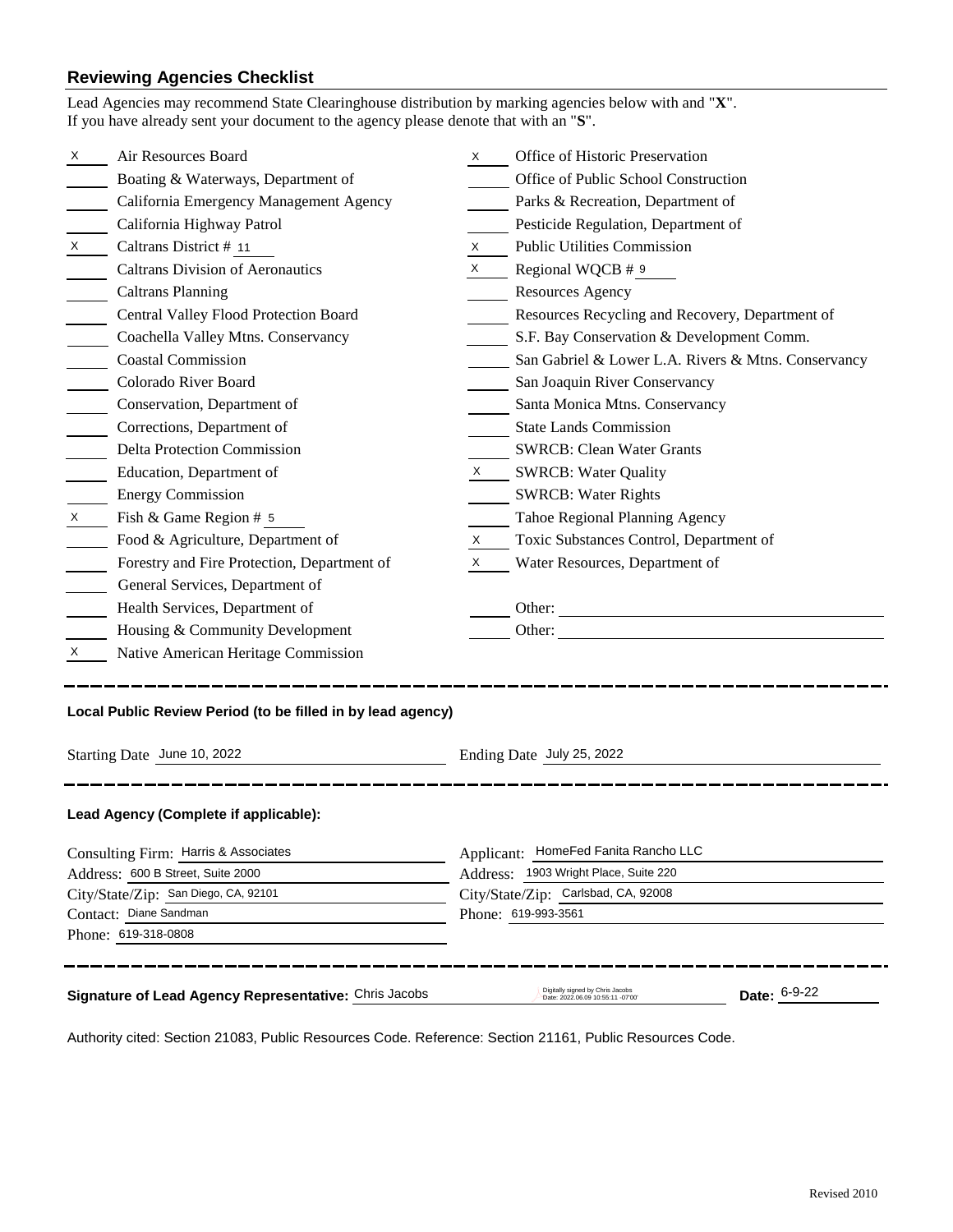## Reviewing Agencies Checklist

Lead Agencies may recommend State Clearinghouse distribution by marking agencies below with and "**X**".
If you have already sent your document to the agency please denote that with an "**S**".

| | | | |
|---|---|---|---|
| X | Air Resources Board | X | Office of Historic Preservation |
| | Boating & Waterways, Department of | | Office of Public School Construction |
| | California Emergency Management Agency | | Parks & Recreation, Department of |
| | California Highway Patrol | | Pesticide Regulation, Department of |
| X | Caltrans District # 11 | X | Public Utilities Commission |
| | Caltrans Division of Aeronautics | X | Regional WQCB # 9 |
| | Caltrans Planning | | Resources Agency |
| | Central Valley Flood Protection Board | | Resources Recycling and Recovery, Department of |
| | Coachella Valley Mtns. Conservancy | | S.F. Bay Conservation & Development Comm. |
| | Coastal Commission | | San Gabriel & Lower L.A. Rivers & Mtns. Conservancy |
| | Colorado River Board | | San Joaquin River Conservancy |
| | Conservation, Department of | | Santa Monica Mtns. Conservancy |
| | Corrections, Department of | | State Lands Commission |
| | Delta Protection Commission | | SWRCB: Clean Water Grants |
| | Education, Department of | X | SWRCB: Water Quality |
| | Energy Commission | | SWRCB: Water Rights |
| X | Fish & Game Region # 5 | | Tahoe Regional Planning Agency |
| | Food & Agriculture, Department of | X | Toxic Substances Control, Department of |
| | Forestry and Fire Protection, Department of | X | Water Resources, Department of |
| | General Services, Department of | | |
| | Health Services, Department of | | Other: |
| | Housing & Community Development | | Other: |
| X | Native American Heritage Commission | | |

---

**Local Public Review Period (to be filled in by lead agency)**

Starting Date June 10, 2022 Ending Date July 25, 2022

---

**Lead Agency (Complete if applicable):**

Consulting Firm: Harris & Associates
Address: 600 B Street, Suite 2000
City/State/Zip: San Diego, CA, 92101
Contact: Diane Sandman
Phone: 619-318-0808

Applicant: HomeFed Fanita Rancho LLC
Address: 1903 Wright Place, Suite 220
City/State/Zip: Carlsbad, CA, 92008
Phone: 619-993-3561

---

**Signature of Lead Agency Representative:** Chris Jacobs Digitally signed by Chris Jacobs Date: 2022.06.09 10:55:11 -07'00' **Date:** 6-9-22

Authority cited: Section 21083, Public Resources Code. Reference: Section 21161, Public Resources Code.

Revised 2010